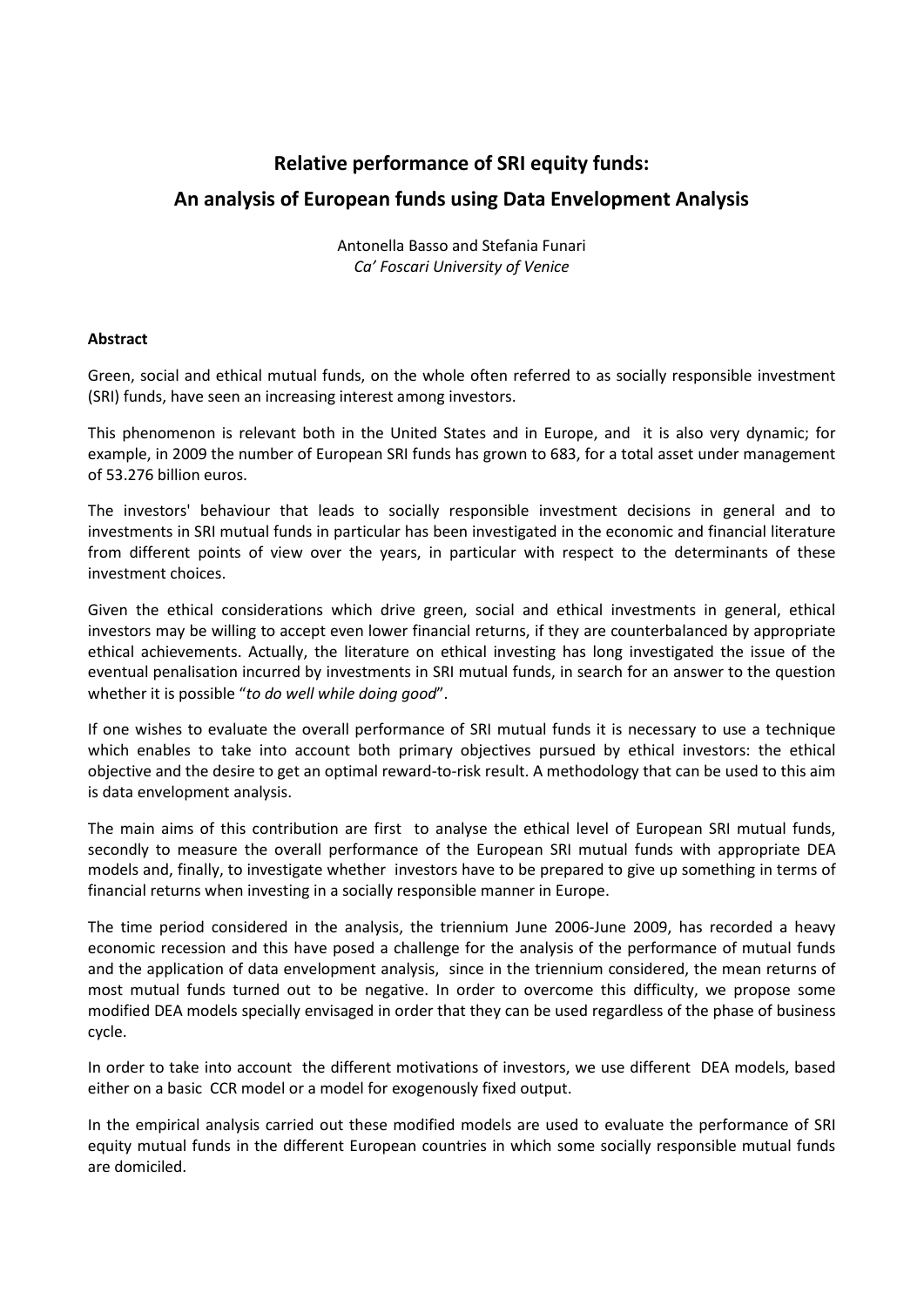# Relative performance of SRI equity funds:

# An analysis of European funds using Data Envelopment Analysis

Antonella Basso and Stefania Funari

*Ca' Foscari University of Venice*

**Abstract**

Green, social and ethical mutual funds, on the whole often referred to as socially responsible investment (SRI) funds, have seen an increasing interest among investors.

This phenomenon is relevant both in the United States and in Europe, and it is also very dynamic; for example, in 2009 the number of European SRI funds has grown to 683, for a total asset under management of 53.276 billion euros.

The investors' behaviour that leads to socially responsible investment decisions in general and to investments in SRI mutual funds in particular has been investigated in the economic and financial literature from different points of view over the years, in particular with respect to the determinants of these investment choices.

Given the ethical considerations which drive green, social and ethical investments in general, ethical investors may be willing to accept even lower financial returns, if they are counterbalanced by appropriate ethical achievements. Actually, the literature on ethical investing has long investigated the issue of the eventual penalisation incurred by investments in SRI mutual funds, in search for an answer to the question whether it is possible "*to do well while doing good*".

If one wishes to evaluate the overall performance of SRI mutual funds it is necessary to use a technique which enables to take into account both primary objectives pursued by ethical investors: the ethical objective and the desire to get an optimal reward-to-risk result. A methodology that can be used to this aim is data envelopment analysis.

The main aims of this contribution are first to analyse the ethical level of European SRI mutual funds, secondly to measure the overall performance of the European SRI mutual funds with appropriate DEA models and, finally, to investigate whether investors have to be prepared to give up something in terms of financial returns when investing in a socially responsible manner in Europe.

The time period considered in the analysis, the triennium June 2006-June 2009, has recorded a heavy economic recession and this have posed a challenge for the analysis of the performance of mutual funds and the application of data envelopment analysis, since in the triennium considered, the mean returns of most mutual funds turned out to be negative. In order to overcome this difficulty, we propose some modified DEA models specially envisaged in order that they can be used regardless of the phase of business cycle.

In order to take into account the different motivations of investors, we use different DEA models, based either on a basic CCR model or a model for exogenously fixed output.

In the empirical analysis carried out these modified models are used to evaluate the performance of SRI equity mutual funds in the different European countries in which some socially responsible mutual funds are domiciled.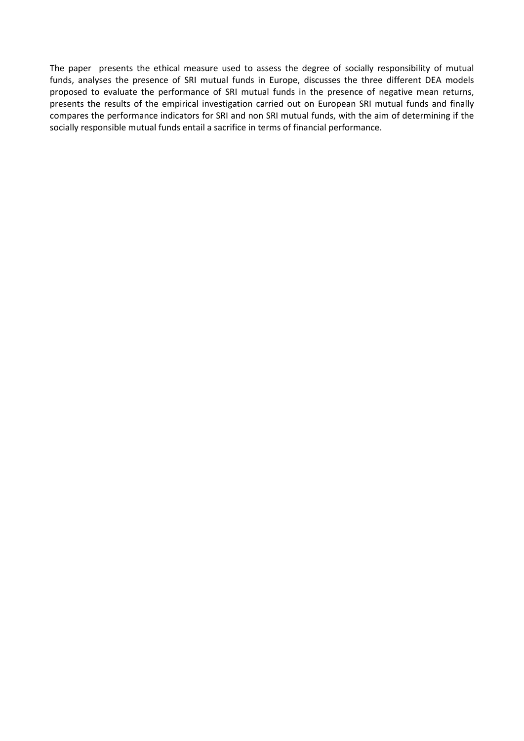The paper presents the ethical measure used to assess the degree of socially responsibility of mutual funds, analyses the presence of SRI mutual funds in Europe, discusses the three different DEA models proposed to evaluate the performance of SRI mutual funds in the presence of negative mean returns, presents the results of the empirical investigation carried out on European SRI mutual funds and finally compares the performance indicators for SRI and non SRI mutual funds, with the aim of determining if the socially responsible mutual funds entail a sacrifice in terms of financial performance.